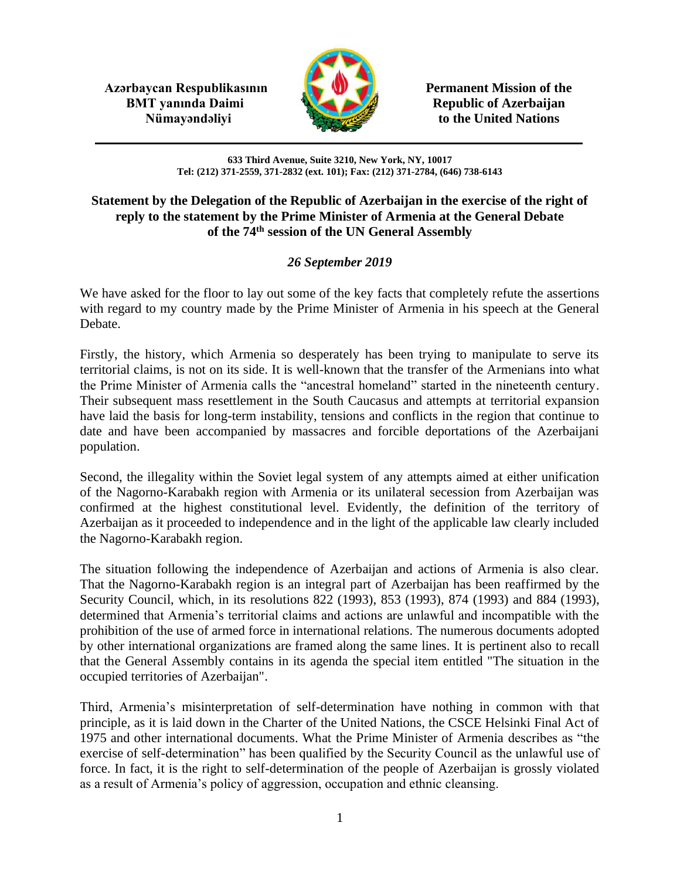**Azərbaycan Respublikasının BMT yanında Daimi Nümayəndəliyi**

**Permanent Mission of the Republic of Azerbaijan to the United Nations**

**633 Third Avenue, Suite 3210, New York, NY, 10017**
**Tel: (212) 371-2559, 371-2832 (ext. 101); Fax: (212) 371-2784, (646) 738-6143**

**Statement by the Delegation of the Republic of Azerbaijan in the exercise of the right of reply to the statement by the Prime Minister of Armenia at the General Debate of the 74th session of the UN General Assembly**

*26 September 2019*

We have asked for the floor to lay out some of the key facts that completely refute the assertions with regard to my country made by the Prime Minister of Armenia in his speech at the General Debate.

Firstly, the history, which Armenia so desperately has been trying to manipulate to serve its territorial claims, is not on its side. It is well-known that the transfer of the Armenians into what the Prime Minister of Armenia calls the "ancestral homeland" started in the nineteenth century. Their subsequent mass resettlement in the South Caucasus and attempts at territorial expansion have laid the basis for long-term instability, tensions and conflicts in the region that continue to date and have been accompanied by massacres and forcible deportations of the Azerbaijani population.

Second, the illegality within the Soviet legal system of any attempts aimed at either unification of the Nagorno-Karabakh region with Armenia or its unilateral secession from Azerbaijan was confirmed at the highest constitutional level. Evidently, the definition of the territory of Azerbaijan as it proceeded to independence and in the light of the applicable law clearly included the Nagorno-Karabakh region.

The situation following the independence of Azerbaijan and actions of Armenia is also clear. That the Nagorno-Karabakh region is an integral part of Azerbaijan has been reaffirmed by the Security Council, which, in its resolutions 822 (1993), 853 (1993), 874 (1993) and 884 (1993), determined that Armenia's territorial claims and actions are unlawful and incompatible with the prohibition of the use of armed force in international relations. The numerous documents adopted by other international organizations are framed along the same lines. It is pertinent also to recall that the General Assembly contains in its agenda the special item entitled "The situation in the occupied territories of Azerbaijan".

Third, Armenia's misinterpretation of self-determination have nothing in common with that principle, as it is laid down in the Charter of the United Nations, the CSCE Helsinki Final Act of 1975 and other international documents. What the Prime Minister of Armenia describes as "the exercise of self-determination" has been qualified by the Security Council as the unlawful use of force. In fact, it is the right to self-determination of the people of Azerbaijan is grossly violated as a result of Armenia's policy of aggression, occupation and ethnic cleansing.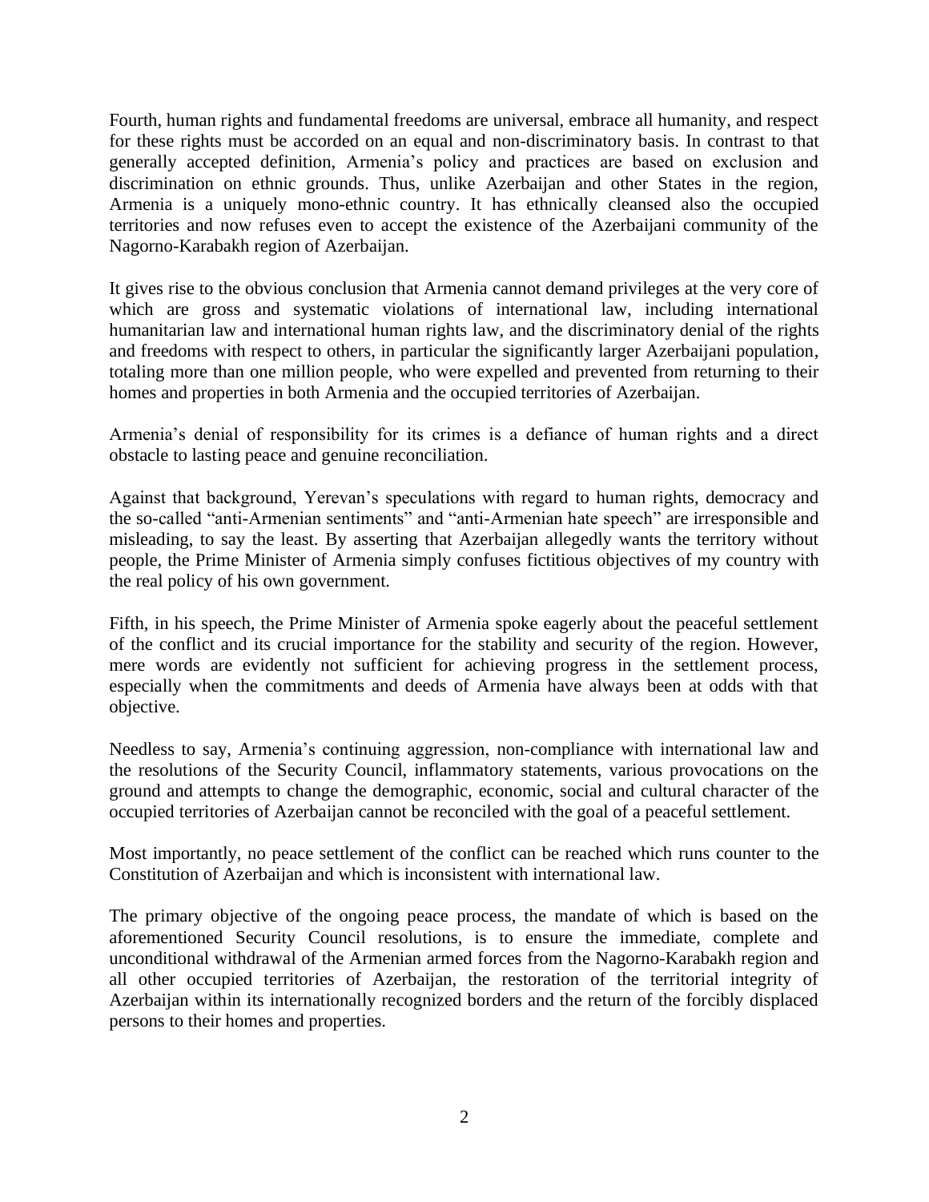Fourth, human rights and fundamental freedoms are universal, embrace all humanity, and respect for these rights must be accorded on an equal and non-discriminatory basis. In contrast to that generally accepted definition, Armenia's policy and practices are based on exclusion and discrimination on ethnic grounds. Thus, unlike Azerbaijan and other States in the region, Armenia is a uniquely mono-ethnic country. It has ethnically cleansed also the occupied territories and now refuses even to accept the existence of the Azerbaijani community of the Nagorno-Karabakh region of Azerbaijan.

It gives rise to the obvious conclusion that Armenia cannot demand privileges at the very core of which are gross and systematic violations of international law, including international humanitarian law and international human rights law, and the discriminatory denial of the rights and freedoms with respect to others, in particular the significantly larger Azerbaijani population, totaling more than one million people, who were expelled and prevented from returning to their homes and properties in both Armenia and the occupied territories of Azerbaijan.

Armenia's denial of responsibility for its crimes is a defiance of human rights and a direct obstacle to lasting peace and genuine reconciliation.

Against that background, Yerevan's speculations with regard to human rights, democracy and the so-called "anti-Armenian sentiments" and "anti-Armenian hate speech" are irresponsible and misleading, to say the least. By asserting that Azerbaijan allegedly wants the territory without people, the Prime Minister of Armenia simply confuses fictitious objectives of my country with the real policy of his own government.

Fifth, in his speech, the Prime Minister of Armenia spoke eagerly about the peaceful settlement of the conflict and its crucial importance for the stability and security of the region. However, mere words are evidently not sufficient for achieving progress in the settlement process, especially when the commitments and deeds of Armenia have always been at odds with that objective.

Needless to say, Armenia's continuing aggression, non-compliance with international law and the resolutions of the Security Council, inflammatory statements, various provocations on the ground and attempts to change the demographic, economic, social and cultural character of the occupied territories of Azerbaijan cannot be reconciled with the goal of a peaceful settlement.

Most importantly, no peace settlement of the conflict can be reached which runs counter to the Constitution of Azerbaijan and which is inconsistent with international law.

The primary objective of the ongoing peace process, the mandate of which is based on the aforementioned Security Council resolutions, is to ensure the immediate, complete and unconditional withdrawal of the Armenian armed forces from the Nagorno-Karabakh region and all other occupied territories of Azerbaijan, the restoration of the territorial integrity of Azerbaijan within its internationally recognized borders and the return of the forcibly displaced persons to their homes and properties.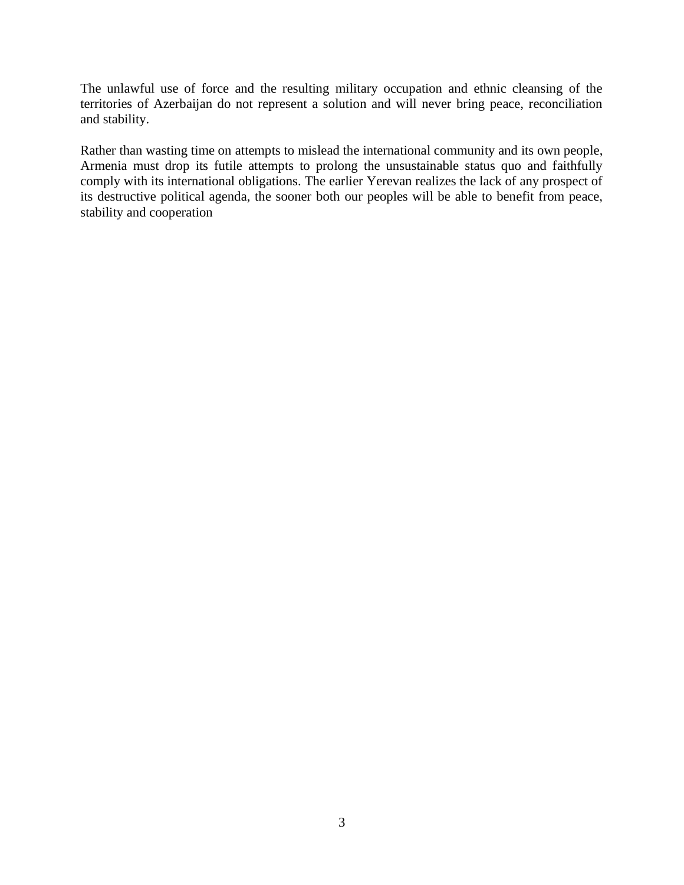The unlawful use of force and the resulting military occupation and ethnic cleansing of the territories of Azerbaijan do not represent a solution and will never bring peace, reconciliation and stability.

Rather than wasting time on attempts to mislead the international community and its own people, Armenia must drop its futile attempts to prolong the unsustainable status quo and faithfully comply with its international obligations. The earlier Yerevan realizes the lack of any prospect of its destructive political agenda, the sooner both our peoples will be able to benefit from peace, stability and cooperation